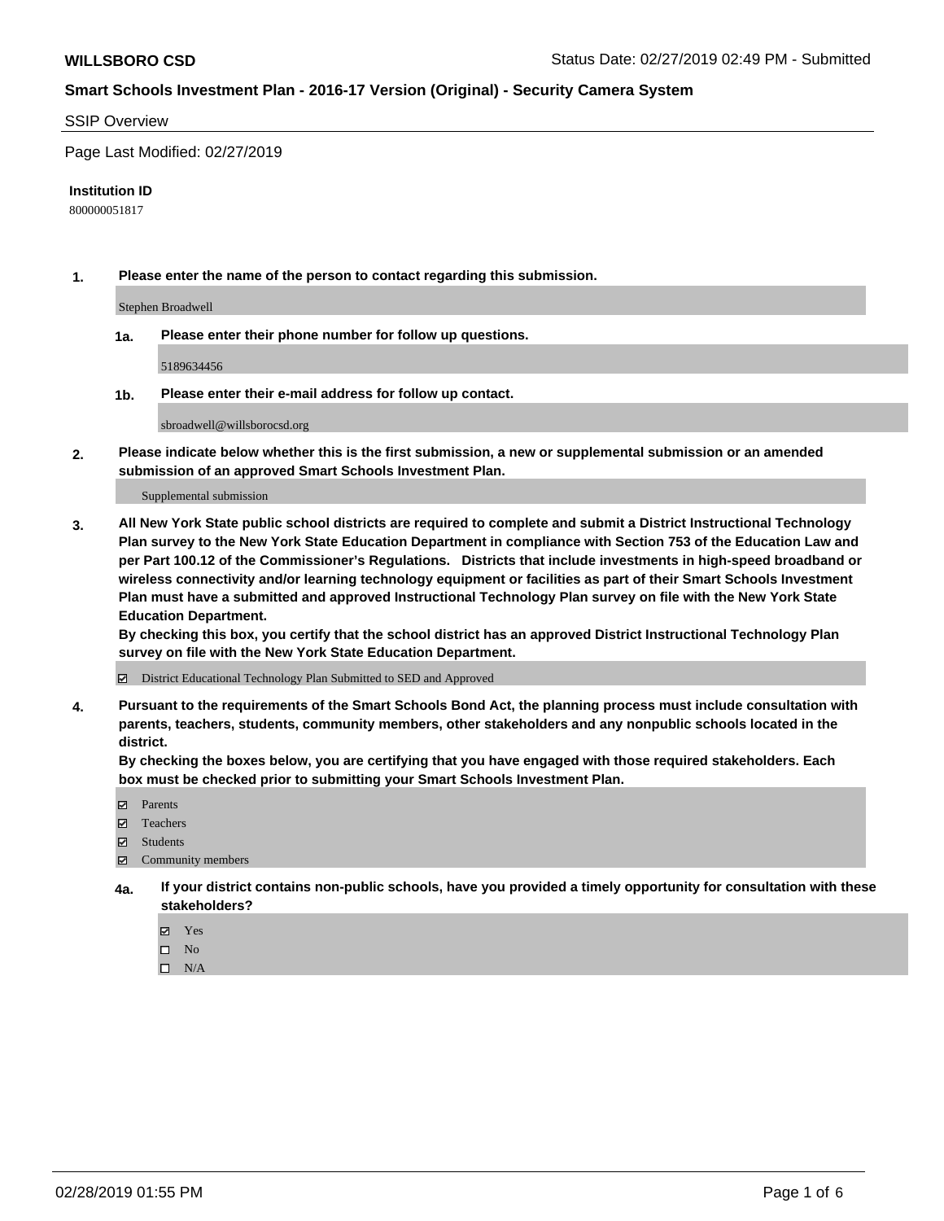**WILLSBORO CSD** Status Date: 02/27/2019 02:49 PM - Submitted

**Smart Schools Investment Plan - 2016-17 Version (Original) - Security Camera System**

SSIP Overview

Page Last Modified: 02/27/2019

**Institution ID**

800000051817

**1. Please enter the name of the person to contact regarding this submission.**

Stephen Broadwell

**1a. Please enter their phone number for follow up questions.**

5189634456

**1b. Please enter their e-mail address for follow up contact.**

sbroadwell@willsborocsd.org

**2. Please indicate below whether this is the first submission, a new or supplemental submission or an amended submission of an approved Smart Schools Investment Plan.**

Supplemental submission

**3. All New York State public school districts are required to complete and submit a District Instructional Technology Plan survey to the New York State Education Department in compliance with Section 753 of the Education Law and per Part 100.12 of the Commissioner's Regulations. Districts that include investments in high-speed broadband or wireless connectivity and/or learning technology equipment or facilities as part of their Smart Schools Investment Plan must have a submitted and approved Instructional Technology Plan survey on file with the New York State Education Department.**
**By checking this box, you certify that the school district has an approved District Instructional Technology Plan survey on file with the New York State Education Department.**

☑ District Educational Technology Plan Submitted to SED and Approved

**4. Pursuant to the requirements of the Smart Schools Bond Act, the planning process must include consultation with parents, teachers, students, community members, other stakeholders and any nonpublic schools located in the district.**
**By checking the boxes below, you are certifying that you have engaged with those required stakeholders. Each box must be checked prior to submitting your Smart Schools Investment Plan.**

☑ Parents
☑ Teachers
☑ Students
☑ Community members

**4a. If your district contains non-public schools, have you provided a timely opportunity for consultation with these stakeholders?**

☑ Yes
☐ No
☐ N/A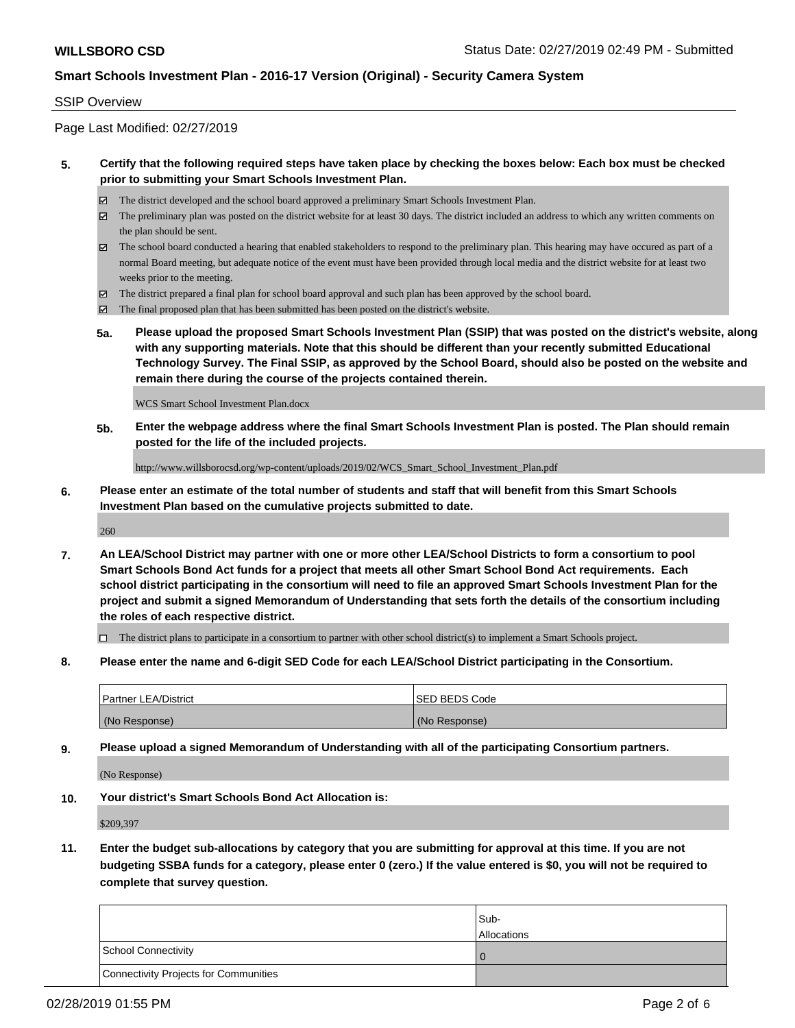SSIP Overview

Page Last Modified: 02/27/2019

**5. Certify that the following required steps have taken place by checking the boxes below: Each box must be checked prior to submitting your Smart Schools Investment Plan.**

- ☑ The district developed and the school board approved a preliminary Smart Schools Investment Plan.
- ☑ The preliminary plan was posted on the district website for at least 30 days. The district included an address to which any written comments on the plan should be sent.
- ☑ The school board conducted a hearing that enabled stakeholders to respond to the preliminary plan. This hearing may have occured as part of a normal Board meeting, but adequate notice of the event must have been provided through local media and the district website for at least two weeks prior to the meeting.
- ☑ The district prepared a final plan for school board approval and such plan has been approved by the school board.
- ☑ The final proposed plan that has been submitted has been posted on the district's website.

**5a. Please upload the proposed Smart Schools Investment Plan (SSIP) that was posted on the district's website, along with any supporting materials. Note that this should be different than your recently submitted Educational Technology Survey. The Final SSIP, as approved by the School Board, should also be posted on the website and remain there during the course of the projects contained therein.**

WCS Smart School Investment Plan.docx

**5b. Enter the webpage address where the final Smart Schools Investment Plan is posted. The Plan should remain posted for the life of the included projects.**

http://www.willsborocsd.org/wp-content/uploads/2019/02/WCS_Smart_School_Investment_Plan.pdf

**6. Please enter an estimate of the total number of students and staff that will benefit from this Smart Schools Investment Plan based on the cumulative projects submitted to date.**

260

**7. An LEA/School District may partner with one or more other LEA/School Districts to form a consortium to pool Smart Schools Bond Act funds for a project that meets all other Smart School Bond Act requirements. Each school district participating in the consortium will need to file an approved Smart Schools Investment Plan for the project and submit a signed Memorandum of Understanding that sets forth the details of the consortium including the roles of each respective district.**

- ☐ The district plans to participate in a consortium to partner with other school district(s) to implement a Smart Schools project.

**8. Please enter the name and 6-digit SED Code for each LEA/School District participating in the Consortium.**

| Partner LEA/District | SED BEDS Code |
| --- | --- |
| (No Response) | (No Response) |

**9. Please upload a signed Memorandum of Understanding with all of the participating Consortium partners.**

(No Response)

**10. Your district's Smart Schools Bond Act Allocation is:**

$209,397

**11. Enter the budget sub-allocations by category that you are submitting for approval at this time. If you are not budgeting SSBA funds for a category, please enter 0 (zero.) If the value entered is $0, you will not be required to complete that survey question.**

| | Sub-Allocations |
| --- | --- |
| School Connectivity | 0 |
| Connectivity Projects for Communities | |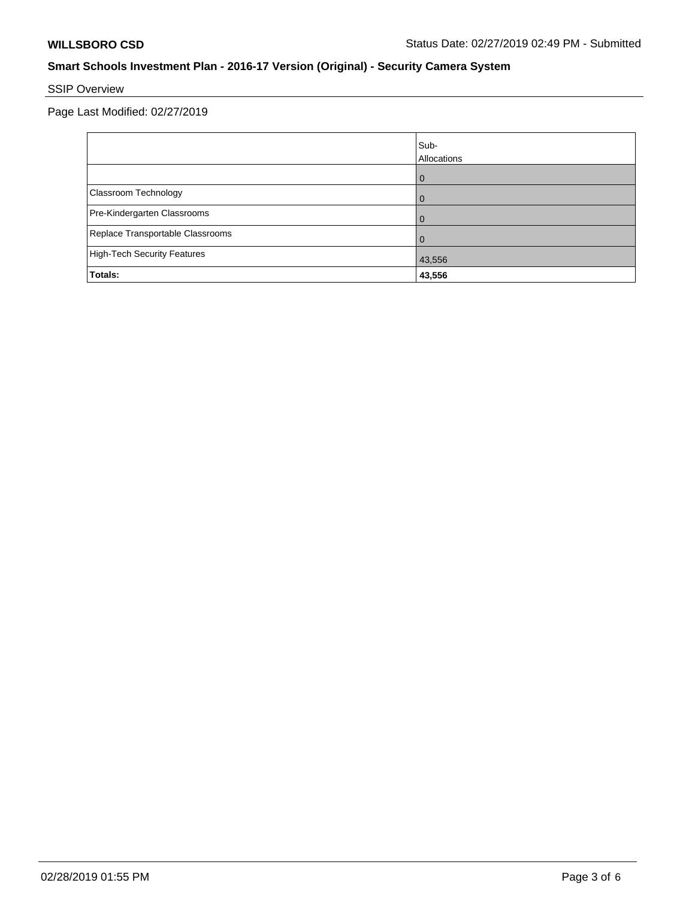**WILLSBORO CSD**

Status Date: 02/27/2019 02:49 PM - Submitted

## Smart Schools Investment Plan - 2016-17 Version (Original) - Security Camera System

SSIP Overview

Page Last Modified: 02/27/2019

| | Sub-Allocations |
|---|---|
| | 0 |
| Classroom Technology | 0 |
| Pre-Kindergarten Classrooms | 0 |
| Replace Transportable Classrooms | 0 |
| High-Tech Security Features | 43,556 |
| **Totals:** | **43,556** |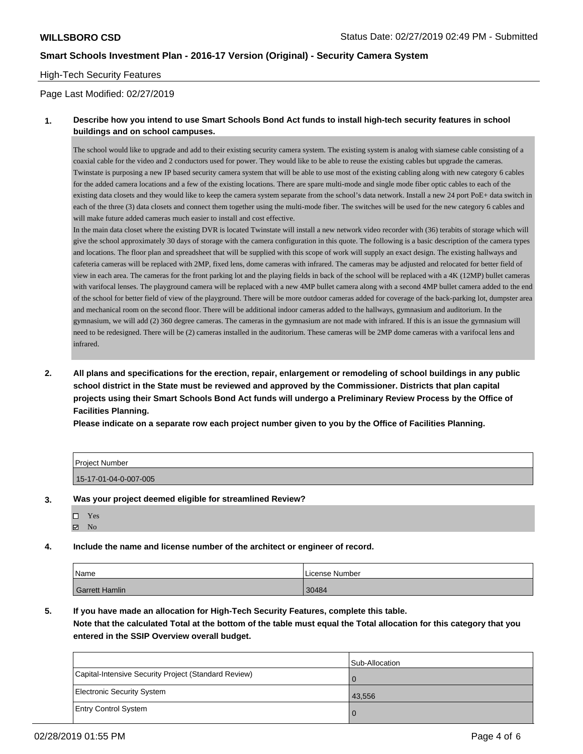**WILLSBORO CSD** Status Date: 02/27/2019 02:49 PM - Submitted

**Smart Schools Investment Plan - 2016-17 Version (Original) - Security Camera System**

High-Tech Security Features

Page Last Modified: 02/27/2019

**1. Describe how you intend to use Smart Schools Bond Act funds to install high-tech security features in school buildings and on school campuses.**

The school would like to upgrade and add to their existing security camera system. The existing system is analog with siamese cable consisting of a coaxial cable for the video and 2 conductors used for power. They would like to be able to reuse the existing cables but upgrade the cameras. Twinstate is purposing a new IP based security camera system that will be able to use most of the existing cabling along with new category 6 cables for the added camera locations and a few of the existing locations. There are spare multi-mode and single mode fiber optic cables to each of the existing data closets and they would like to keep the camera system separate from the school's data network. Install a new 24 port PoE+ data switch in each of the three (3) data closets and connect them together using the multi-mode fiber. The switches will be used for the new category 6 cables and will make future added cameras much easier to install and cost effective.

In the main data closet where the existing DVR is located Twinstate will install a new network video recorder with (36) terabits of storage which will give the school approximately 30 days of storage with the camera configuration in this quote. The following is a basic description of the camera types and locations. The floor plan and spreadsheet that will be supplied with this scope of work will supply an exact design. The existing hallways and cafeteria cameras will be replaced with 2MP, fixed lens, dome cameras with infrared. The cameras may be adjusted and relocated for better field of view in each area. The cameras for the front parking lot and the playing fields in back of the school will be replaced with a 4K (12MP) bullet cameras with varifocal lenses. The playground camera will be replaced with a new 4MP bullet camera along with a second 4MP bullet camera added to the end of the school for better field of view of the playground. There will be more outdoor cameras added for coverage of the back-parking lot, dumpster area and mechanical room on the second floor. There will be additional indoor cameras added to the hallways, gymnasium and auditorium. In the gymnasium, we will add (2) 360 degree cameras. The cameras in the gymnasium are not made with infrared. If this is an issue the gymnasium will need to be redesigned. There will be (2) cameras installed in the auditorium. These cameras will be 2MP dome cameras with a varifocal lens and infrared.

**2. All plans and specifications for the erection, repair, enlargement or remodeling of school buildings in any public school district in the State must be reviewed and approved by the Commissioner. Districts that plan capital projects using their Smart Schools Bond Act funds will undergo a Preliminary Review Process by the Office of Facilities Planning.**

**Please indicate on a separate row each project number given to you by the Office of Facilities Planning.**

| Project Number |
|---|
| 15-17-01-04-0-007-005 |

**3. Was your project deemed eligible for streamlined Review?**

- ☐ Yes
- ☑ No

**4. Include the name and license number of the architect or engineer of record.**

| Name | License Number |
|---|---|
| Garrett Hamlin | 30484 |

**5. If you have made an allocation for High-Tech Security Features, complete this table.**

**Note that the calculated Total at the bottom of the table must equal the Total allocation for this category that you entered in the SSIP Overview overall budget.**

| | Sub-Allocation |
|---|---|
| Capital-Intensive Security Project (Standard Review) | 0 |
| Electronic Security System | 43,556 |
| Entry Control System | 0 |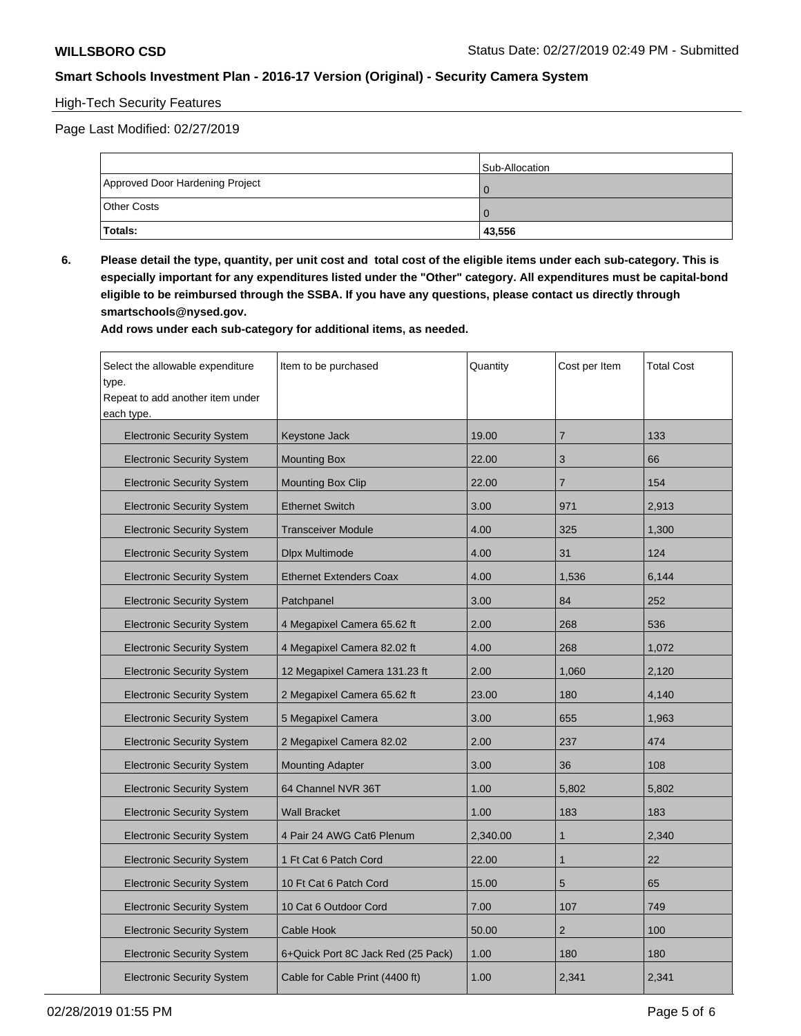High-Tech Security Features

Page Last Modified: 02/27/2019

| | Sub-Allocation |
|---|---|
| Approved Door Hardening Project | 0 |
| Other Costs | 0 |
| **Totals:** | **43,556** |

**6. Please detail the type, quantity, per unit cost and total cost of the eligible items under each sub-category. This is especially important for any expenditures listed under the "Other" category. All expenditures must be capital-bond eligible to be reimbursed through the SSBA. If you have any questions, please contact us directly through smartschools@nysed.gov.**

**Add rows under each sub-category for additional items, as needed.**

| Select the allowable expenditure type. Repeat to add another item under each type. | Item to be purchased | Quantity | Cost per Item | Total Cost |
|---|---|---|---|---|
| Electronic Security System | Keystone Jack | 19.00 | 7 | 133 |
| Electronic Security System | Mounting Box | 22.00 | 3 | 66 |
| Electronic Security System | Mounting Box Clip | 22.00 | 7 | 154 |
| Electronic Security System | Ethernet Switch | 3.00 | 971 | 2,913 |
| Electronic Security System | Transceiver Module | 4.00 | 325 | 1,300 |
| Electronic Security System | Dlpx Multimode | 4.00 | 31 | 124 |
| Electronic Security System | Ethernet Extenders Coax | 4.00 | 1,536 | 6,144 |
| Electronic Security System | Patchpanel | 3.00 | 84 | 252 |
| Electronic Security System | 4 Megapixel Camera 65.62 ft | 2.00 | 268 | 536 |
| Electronic Security System | 4 Megapixel Camera 82.02 ft | 4.00 | 268 | 1,072 |
| Electronic Security System | 12 Megapixel Camera 131.23 ft | 2.00 | 1,060 | 2,120 |
| Electronic Security System | 2 Megapixel Camera 65.62 ft | 23.00 | 180 | 4,140 |
| Electronic Security System | 5 Megapixel Camera | 3.00 | 655 | 1,963 |
| Electronic Security System | 2 Megapixel Camera 82.02 | 2.00 | 237 | 474 |
| Electronic Security System | Mounting Adapter | 3.00 | 36 | 108 |
| Electronic Security System | 64 Channel NVR 36T | 1.00 | 5,802 | 5,802 |
| Electronic Security System | Wall Bracket | 1.00 | 183 | 183 |
| Electronic Security System | 4 Pair 24 AWG Cat6 Plenum | 2,340.00 | 1 | 2,340 |
| Electronic Security System | 1 Ft Cat 6 Patch Cord | 22.00 | 1 | 22 |
| Electronic Security System | 10 Ft Cat 6 Patch Cord | 15.00 | 5 | 65 |
| Electronic Security System | 10 Cat 6 Outdoor Cord | 7.00 | 107 | 749 |
| Electronic Security System | Cable Hook | 50.00 | 2 | 100 |
| Electronic Security System | 6+Quick Port 8C Jack Red (25 Pack) | 1.00 | 180 | 180 |
| Electronic Security System | Cable for Cable Print (4400 ft) | 1.00 | 2,341 | 2,341 |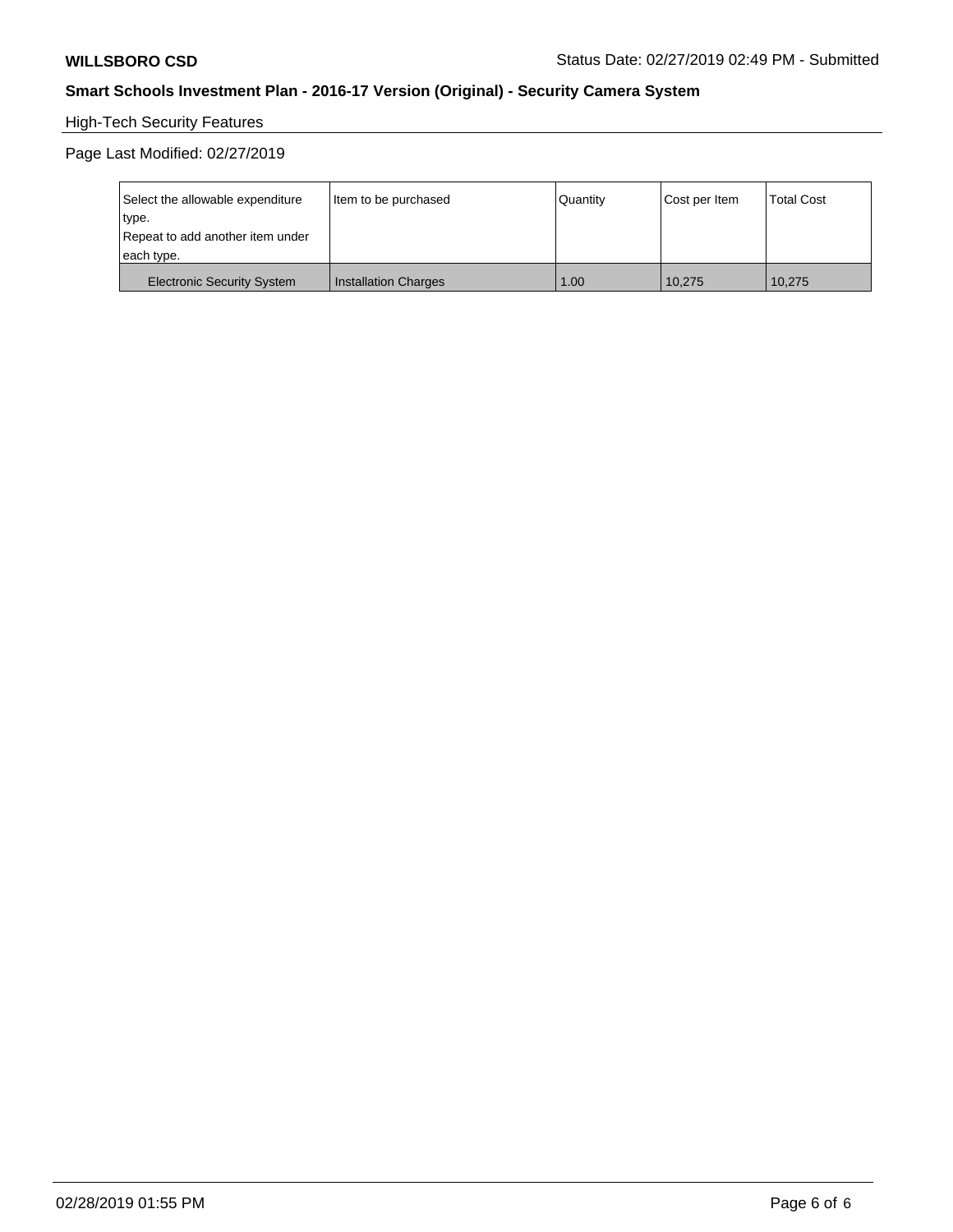**WILLSBORO CSD**

Status Date: 02/27/2019 02:49 PM - Submitted

**Smart Schools Investment Plan - 2016-17 Version (Original) - Security Camera System**

High-Tech Security Features

Page Last Modified: 02/27/2019

| Select the allowable expenditure type. Repeat to add another item under each type. | Item to be purchased | Quantity | Cost per Item | Total Cost |
|---|---|---|---|---|
| Electronic Security System | Installation Charges | 1.00 | 10,275 | 10,275 |